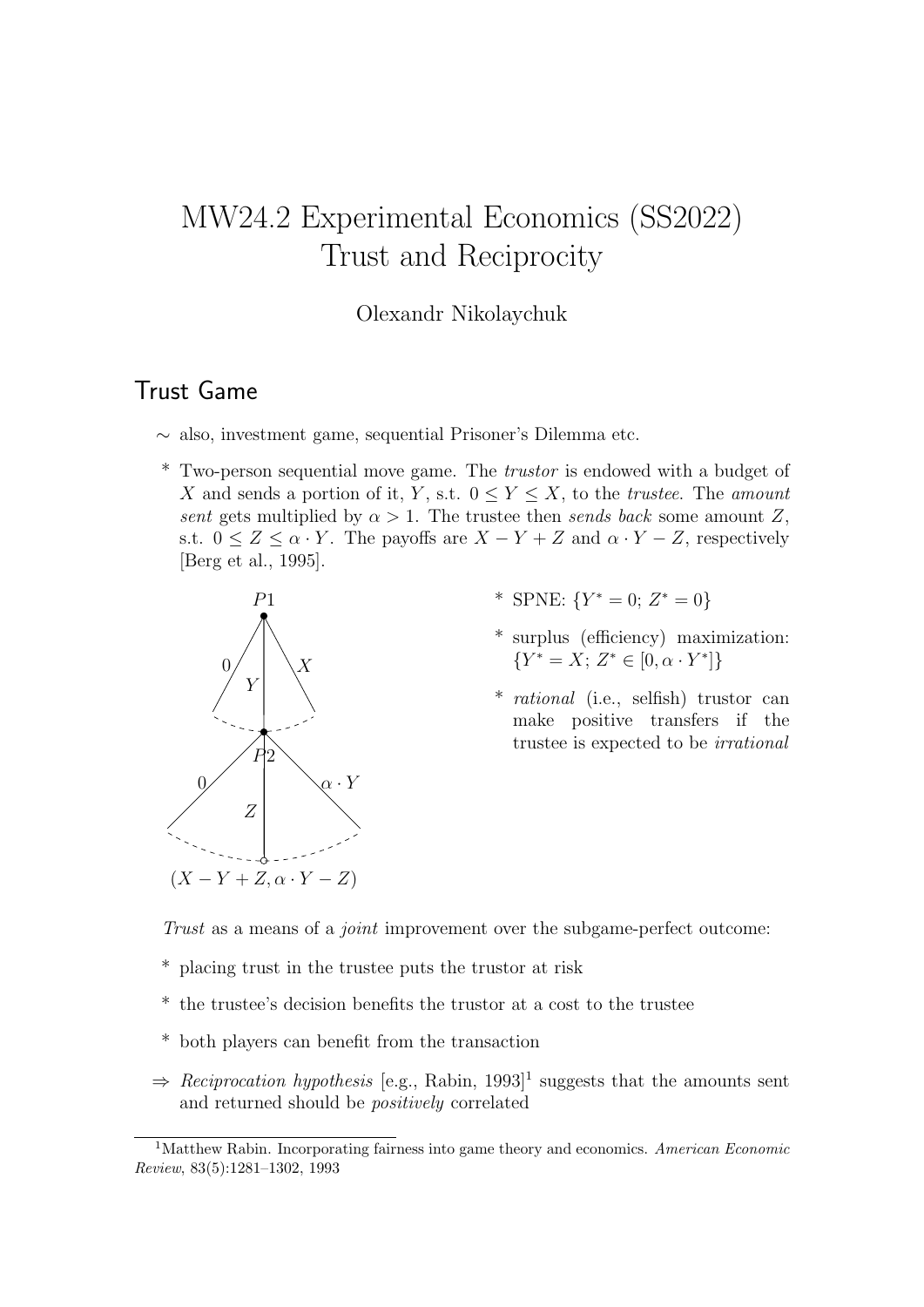# MW24.2 Experimental Economics (SS2022)
# Trust and Reciprocity

Olexandr Nikolaychuk

## Trust Game

~ also, investment game, sequential Prisoner's Dilemma etc.

* Two-person sequential move game. The *trustor* is endowed with a budget of $X$ and sends a portion of it, $Y$, s.t. $0 \leq Y \leq X$, to the *trustee*. The *amount sent* gets multiplied by $\alpha > 1$. The trustee then *sends back* some amount $Z$, s.t. $0 \leq Z \leq \alpha \cdot Y$. The payoffs are $X - Y + Z$ and $\alpha \cdot Y - Z$, respectively [Berg et al., 1995].

$P1$: $0$, $Y$, $X$ → $P2$: $0$, $Z$, $\alpha \cdot Y$ → $(X - Y + Z, \alpha \cdot Y - Z)$

* SPNE: $\{Y^* = 0;\, Z^* = 0\}$
* surplus (efficiency) maximization: $\{Y^* = X;\, Z^* \in [0, \alpha \cdot Y^*]\}$
* *rational* (i.e., selfish) trustor can make positive transfers if the trustee is expected to be *irrational*

*Trust* as a means of a *joint* improvement over the subgame-perfect outcome:

* placing trust in the trustee puts the trustor at risk
* the trustee's decision benefits the trustor at a cost to the trustee
* both players can benefit from the transaction

⇒ *Reciprocation hypothesis* [e.g., Rabin, 1993][1] suggests that the amounts sent and returned should be *positively* correlated

[1] Matthew Rabin. Incorporating fairness into game theory and economics. *American Economic Review*, 83(5):1281–1302, 1993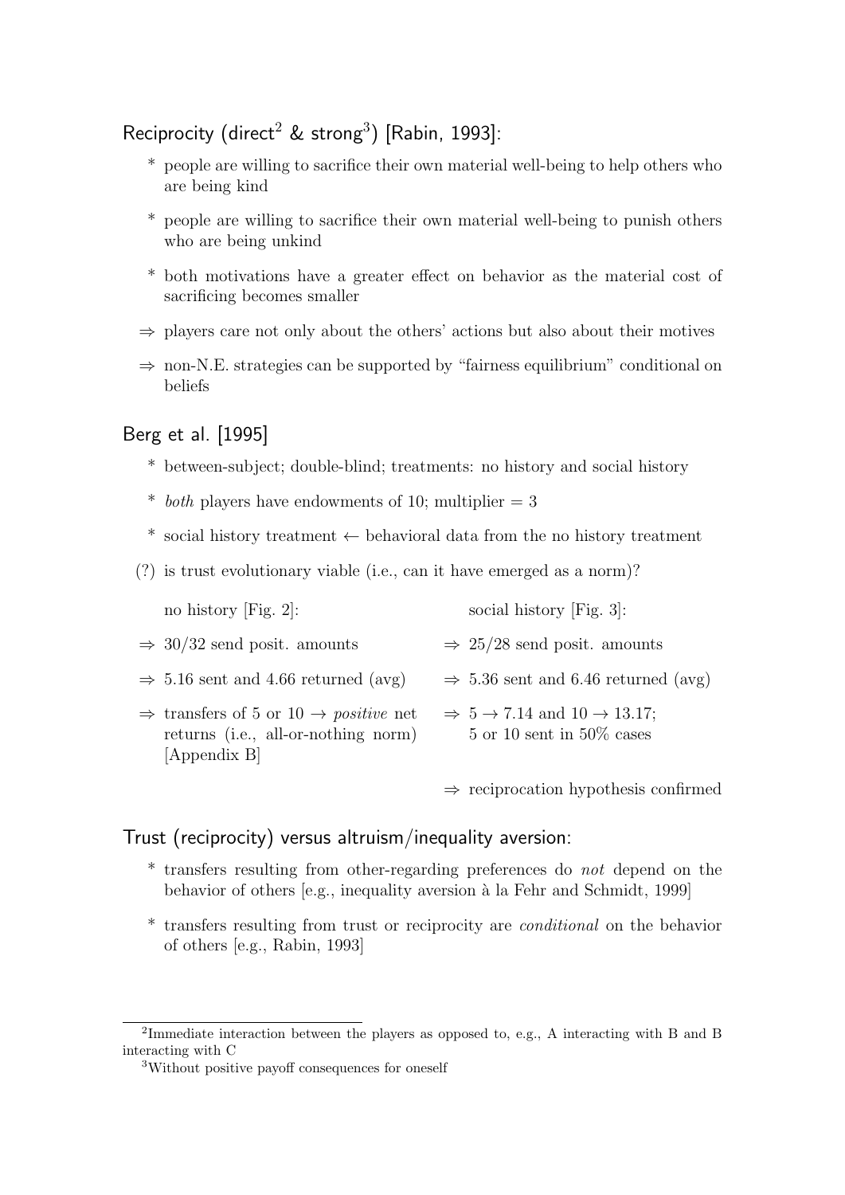## Reciprocity (direct[2] & strong[3]) [Rabin, 1993]:

* people are willing to sacrifice their own material well-being to help others who are being kind
* people are willing to sacrifice their own material well-being to punish others who are being unkind
* both motivations have a greater effect on behavior as the material cost of sacrificing becomes smaller

$\Rightarrow$ players care not only about the others' actions but also about their motives

$\Rightarrow$ non-N.E. strategies can be supported by "fairness equilibrium" conditional on beliefs

## Berg et al. [1995]

* between-subject; double-blind; treatments: no history and social history
* *both* players have endowments of 10; multiplier = 3
* social history treatment $\leftarrow$ behavioral data from the no history treatment

(?) is trust evolutionary viable (i.e., can it have emerged as a norm)?

no history [Fig. 2]:

$\Rightarrow$ 30/32 send posit. amounts

$\Rightarrow$ 5.16 sent and 4.66 returned (avg)

$\Rightarrow$ transfers of 5 or 10 $\rightarrow$ *positive* net returns (i.e., all-or-nothing norm) [Appendix B]

social history [Fig. 3]:

$\Rightarrow$ 25/28 send posit. amounts

$\Rightarrow$ 5.36 sent and 6.46 returned (avg)

$\Rightarrow$ $5 \rightarrow 7.14$ and $10 \rightarrow 13.17$; 5 or 10 sent in 50% cases

$\Rightarrow$ reciprocation hypothesis confirmed

## Trust (reciprocity) versus altruism/inequality aversion:

* transfers resulting from other-regarding preferences do *not* depend on the behavior of others [e.g., inequality aversion à la Fehr and Schmidt, 1999]
* transfers resulting from trust or reciprocity are *conditional* on the behavior of others [e.g., Rabin, 1993]

---

[2] Immediate interaction between the players as opposed to, e.g., A interacting with B and B interacting with C

[3] Without positive payoff consequences for oneself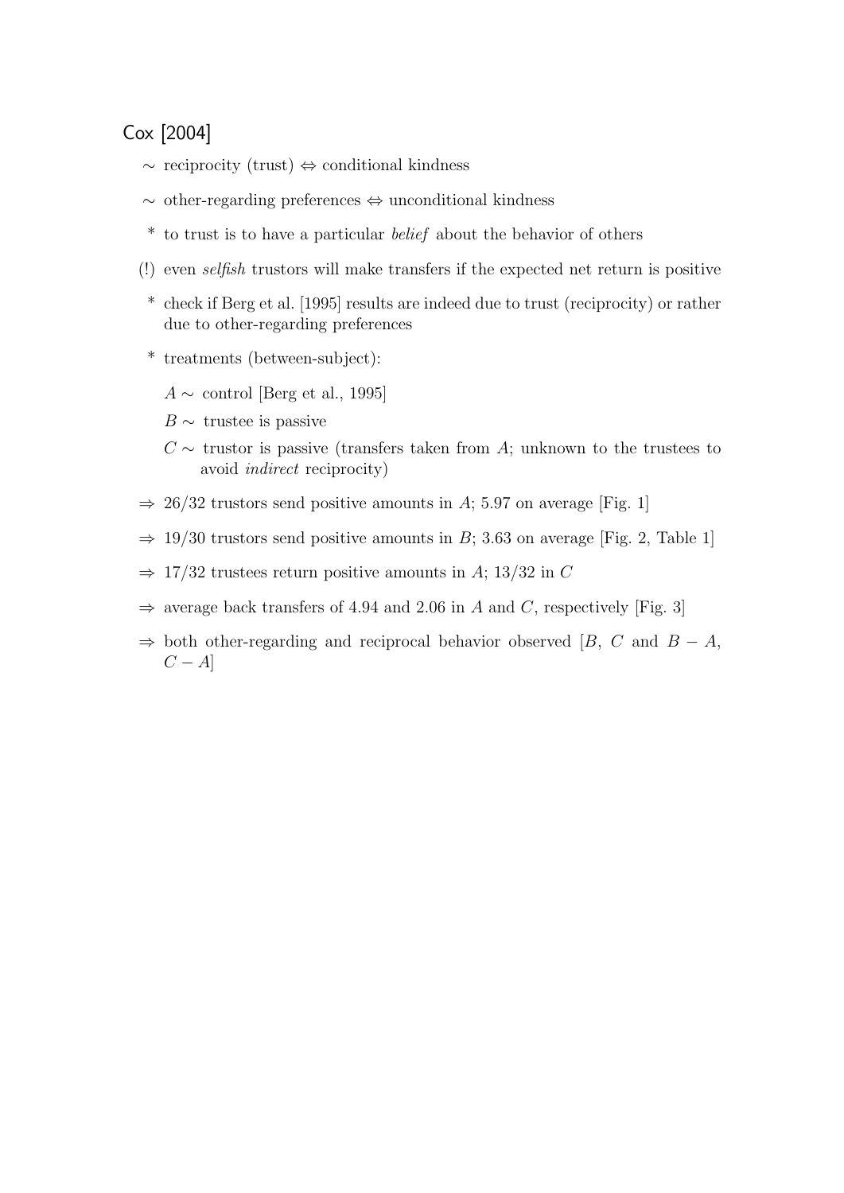## Cox [2004]

- $\sim$ reciprocity (trust) $\Leftrightarrow$ conditional kindness
- $\sim$ other-regarding preferences $\Leftrightarrow$ unconditional kindness
- * to trust is to have a particular *belief* about the behavior of others
- (!) even *selfish* trustors will make transfers if the expected net return is positive
- * check if Berg et al. [1995] results are indeed due to trust (reciprocity) or rather due to other-regarding preferences
- * treatments (between-subject):
  - $A \sim$ control [Berg et al., 1995]
  - $B \sim$ trustee is passive
  - $C \sim$ trustor is passive (transfers taken from $A$; unknown to the trustees to avoid *indirect* reciprocity)
- $\Rightarrow$ 26/32 trustors send positive amounts in $A$; 5.97 on average [Fig. 1]
- $\Rightarrow$ 19/30 trustors send positive amounts in $B$; 3.63 on average [Fig. 2, Table 1]
- $\Rightarrow$ 17/32 trustees return positive amounts in $A$; 13/32 in $C$
- $\Rightarrow$ average back transfers of 4.94 and 2.06 in $A$ and $C$, respectively [Fig. 3]
- $\Rightarrow$ both other-regarding and reciprocal behavior observed [$B$, $C$ and $B - A$, $C - A$]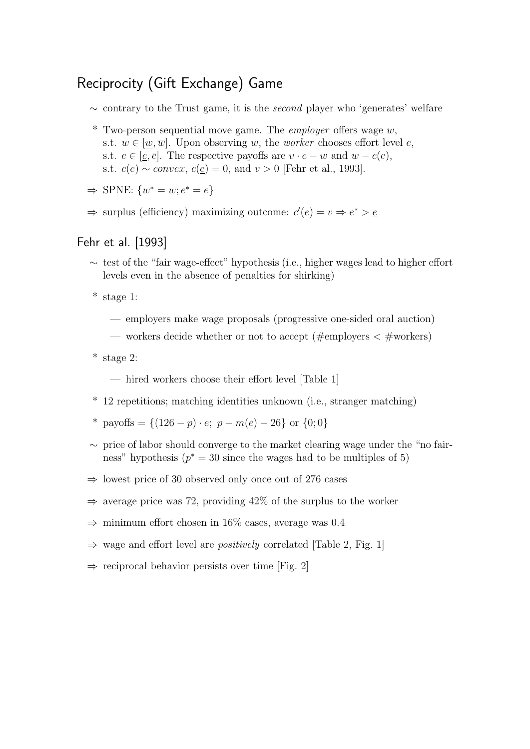## Reciprocity (Gift Exchange) Game

~ contrary to the Trust game, it is the *second* player who 'generates' welfare

\* Two-person sequential move game. The *employer* offers wage $w$, s.t. $w \in [\underline{w}, \overline{w}]$. Upon observing $w$, the *worker* chooses effort level $e$, s.t. $e \in [\underline{e}, \overline{e}]$. The respective payoffs are $v \cdot e - w$ and $w - c(e)$, s.t. $c(e) \sim convex$, $c(\underline{e}) = 0$, and $v > 0$ [Fehr et al., 1993].

⇒ SPNE: $\{w^* = \underline{w}; e^* = \underline{e}\}$

⇒ surplus (efficiency) maximizing outcome: $c'(e) = v \Rightarrow e^* > \underline{e}$

## Fehr et al. [1993]

~ test of the "fair wage-effect" hypothesis (i.e., higher wages lead to higher effort levels even in the absence of penalties for shirking)

\* stage 1:

— employers make wage proposals (progressive one-sided oral auction)

— workers decide whether or not to accept (#employers < #workers)

\* stage 2:

— hired workers choose their effort level [Table 1]

\* 12 repetitions; matching identities unknown (i.e., stranger matching)

\* payoffs = $\{(126 - p) \cdot e;\ p - m(e) - 26\}$ or $\{0; 0\}$

~ price of labor should converge to the market clearing wage under the "no fairness" hypothesis ($p^* = 30$ since the wages had to be multiples of 5)

⇒ lowest price of 30 observed only once out of 276 cases

⇒ average price was 72, providing 42% of the surplus to the worker

⇒ minimum effort chosen in 16% cases, average was 0.4

⇒ wage and effort level are *positively* correlated [Table 2, Fig. 1]

⇒ reciprocal behavior persists over time [Fig. 2]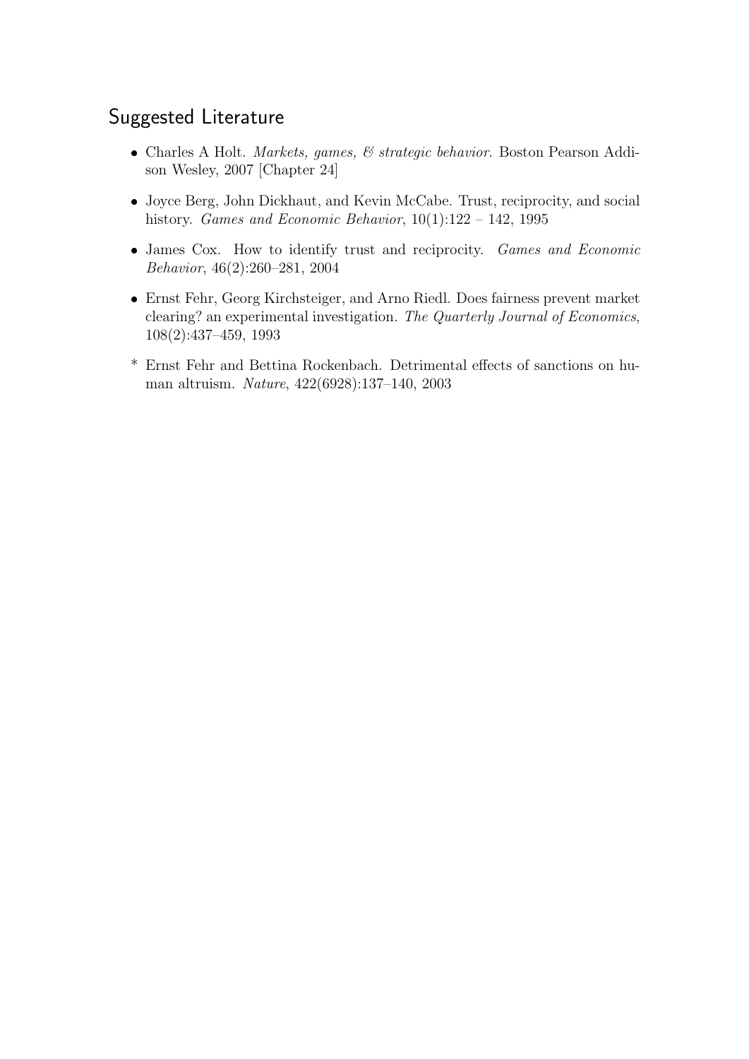## Suggested Literature

- Charles A Holt. *Markets, games, & strategic behavior*. Boston Pearson Addison Wesley, 2007 [Chapter 24]
- Joyce Berg, John Dickhaut, and Kevin McCabe. Trust, reciprocity, and social history. *Games and Economic Behavior*, 10(1):122 – 142, 1995
- James Cox. How to identify trust and reciprocity. *Games and Economic Behavior*, 46(2):260–281, 2004
- Ernst Fehr, Georg Kirchsteiger, and Arno Riedl. Does fairness prevent market clearing? an experimental investigation. *The Quarterly Journal of Economics*, 108(2):437–459, 1993

\* Ernst Fehr and Bettina Rockenbach. Detrimental effects of sanctions on human altruism. *Nature*, 422(6928):137–140, 2003